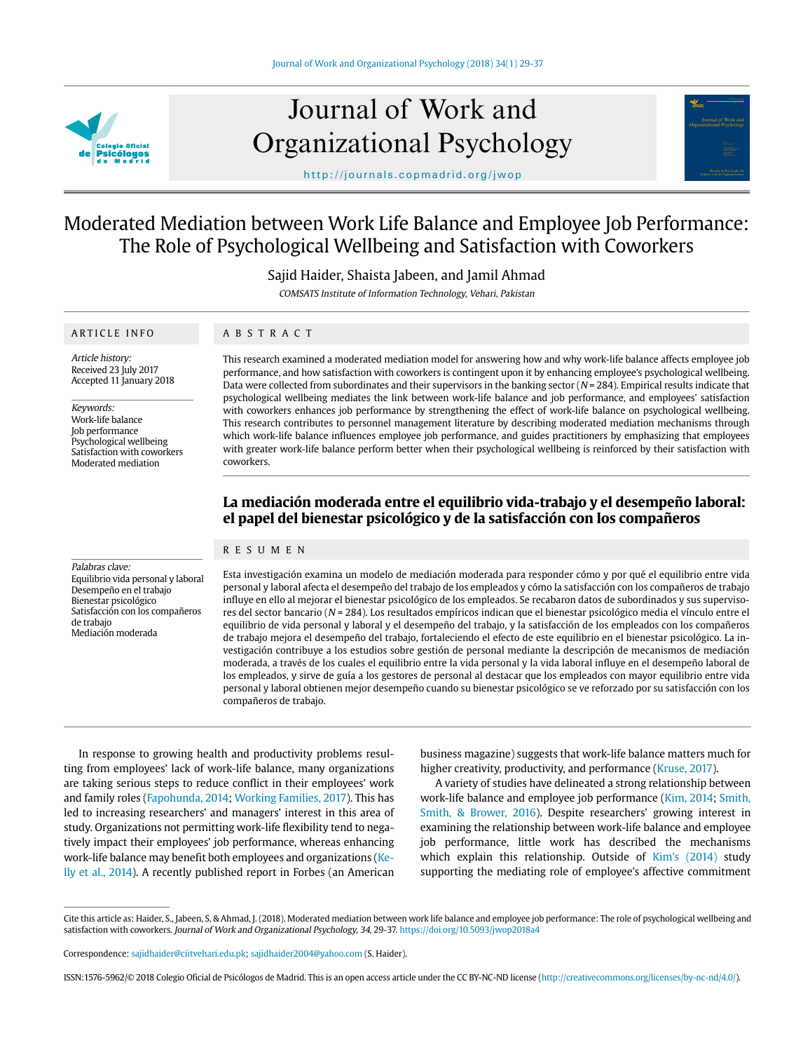# Moderated Mediation between Work Life Balance and Employee Job Performance: The Role of Psychological Wellbeing and Satisfaction with Coworkers

Sajid Haider, Shaista Jabeen, and Jamil Ahmad

*COMSATS Institute of Information Technology, Vehari, Pakistan*

## ARTICLE INFO

*Article history:*
Received 23 July 2017
Accepted 11 January 2018

*Keywords:*
Work-life balance
Job performance
Psychological wellbeing
Satisfaction with coworkers
Moderated mediation

## ABSTRACT

This research examined a moderated mediation model for answering how and why work-life balance affects employee job performance, and how satisfaction with coworkers is contingent upon it by enhancing employee's psychological wellbeing. Data were collected from subordinates and their supervisors in the banking sector (*N* = 284). Empirical results indicate that psychological wellbeing mediates the link between work-life balance and job performance, and employees' satisfaction with coworkers enhances job performance by strengthening the effect of work-life balance on psychological wellbeing. This research contributes to personnel management literature by describing moderated mediation mechanisms through which work-life balance influences employee job performance, and guides practitioners by emphasizing that employees with greater work-life balance perform better when their psychological wellbeing is reinforced by their satisfaction with coworkers.

## La mediación moderada entre el equilibrio vida-trabajo y el desempeño laboral: el papel del bienestar psicológico y de la satisfacción con los compañeros

*Palabras clave:*
Equilibrio vida personal y laboral
Desempeño en el trabajo
Bienestar psicológico
Satisfacción con los compañeros de trabajo
Mediación moderada

## RESUMEN

Esta investigación examina un modelo de mediación moderada para responder cómo y por qué el equilibrio entre vida personal y laboral afecta el desempeño del trabajo de los empleados y cómo la satisfacción con los compañeros de trabajo influye en ello al mejorar el bienestar psicológico de los empleados. Se recabaron datos de subordinados y sus supervisores del sector bancario (*N* = 284). Los resultados empíricos indican que el bienestar psicológico media el vínculo entre el equilibrio de vida personal y laboral y el desempeño del trabajo, y la satisfacción de los empleados con los compañeros de trabajo mejora el desempeño del trabajo, fortaleciendo el efecto de este equilibrio en el bienestar psicológico. La investigación contribuye a los estudios sobre gestión de personal mediante la descripción de mecanismos de mediación moderada, a través de los cuales el equilibrio entre la vida personal y la vida laboral influye en el desempeño laboral de los empleados, y sirve de guía a los gestores de personal al destacar que los empleados con mayor equilibrio entre vida personal y laboral obtienen mejor desempeño cuando su bienestar psicológico se ve reforzado por su satisfacción con los compañeros de trabajo.

In response to growing health and productivity problems resulting from employees' lack of work-life balance, many organizations are taking serious steps to reduce conflict in their employees' work and family roles (Fapohunda, 2014; Working Families, 2017). This has led to increasing researchers' and managers' interest in this area of study. Organizations not permitting work-life flexibility tend to negatively impact their employees' job performance, whereas enhancing work-life balance may benefit both employees and organizations (Kelly et al., 2014). A recently published report in Forbes (an American business magazine) suggests that work-life balance matters much for higher creativity, productivity, and performance (Kruse, 2017).

A variety of studies have delineated a strong relationship between work-life balance and employee job performance (Kim, 2014; Smith, Smith, & Brower, 2016). Despite researchers' growing interest in examining the relationship between work-life balance and employee job performance, little work has described the mechanisms which explain this relationship. Outside of Kim's (2014) study supporting the mediating role of employee's affective commitment

Cite this article as: Haider, S., Jabeen, S, & Ahmad, J. (2018). Moderated mediation between work life balance and employee job performance: The role of psychological wellbeing and satisfaction with coworkers. *Journal of Work and Organizational Psychology, 34*, 29-37. https://doi.org/10.5093/jwop2018a4

Correspondence: sajidhaider@ciitvehari.edu.pk; sajidhaider2004@yahoo.com (S. Haider).

ISSN:1576-5962/© 2018 Colegio Oficial de Psicólogos de Madrid. This is an open access article under the CC BY-NC-ND license (http://creativecommons.org/licenses/by-nc-nd/4.0/).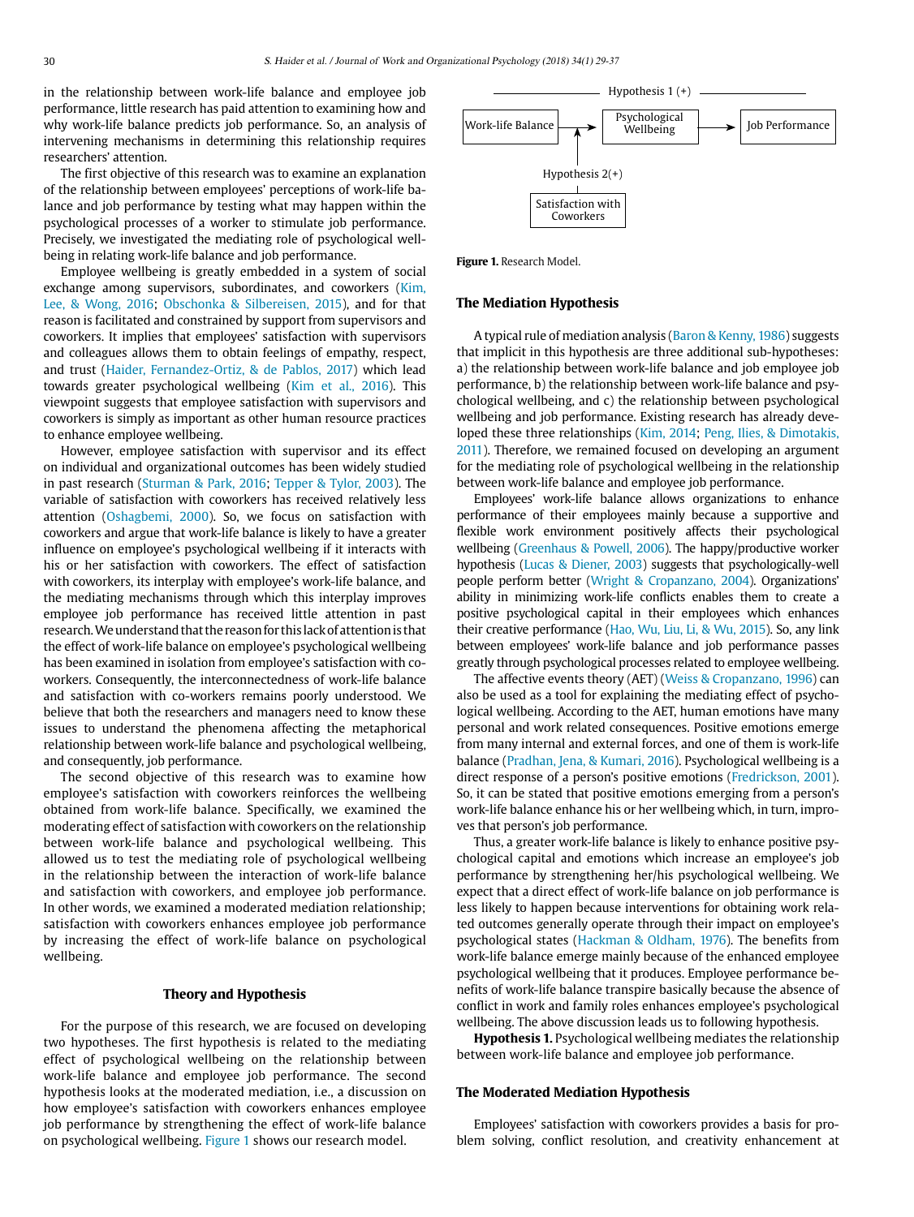in the relationship between work-life balance and employee job performance, little research has paid attention to examining how and why work-life balance predicts job performance. So, an analysis of intervening mechanisms in determining this relationship requires researchers' attention.

The first objective of this research was to examine an explanation of the relationship between employees' perceptions of work-life balance and job performance by testing what may happen within the psychological processes of a worker to stimulate job performance. Precisely, we investigated the mediating role of psychological wellbeing in relating work-life balance and job performance.

Employee wellbeing is greatly embedded in a system of social exchange among supervisors, subordinates, and coworkers (Kim, Lee, & Wong, 2016; Obschonka & Silbereisen, 2015), and for that reason is facilitated and constrained by support from supervisors and coworkers. It implies that employees' satisfaction with supervisors and colleagues allows them to obtain feelings of empathy, respect, and trust (Haider, Fernandez-Ortiz, & de Pablos, 2017) which lead towards greater psychological wellbeing (Kim et al., 2016). This viewpoint suggests that employee satisfaction with supervisors and coworkers is simply as important as other human resource practices to enhance employee wellbeing.

However, employee satisfaction with supervisor and its effect on individual and organizational outcomes has been widely studied in past research (Sturman & Park, 2016; Tepper & Tylor, 2003). The variable of satisfaction with coworkers has received relatively less attention (Oshagbemi, 2000). So, we focus on satisfaction with coworkers and argue that work-life balance is likely to have a greater influence on employee's psychological wellbeing if it interacts with his or her satisfaction with coworkers. The effect of satisfaction with coworkers, its interplay with employee's work-life balance, and the mediating mechanisms through which this interplay improves employee job performance has received little attention in past research. We understand that the reason for this lack of attention is that the effect of work-life balance on employee's psychological wellbeing has been examined in isolation from employee's satisfaction with coworkers. Consequently, the interconnectedness of work-life balance and satisfaction with co-workers remains poorly understood. We believe that both the researchers and managers need to know these issues to understand the phenomena affecting the metaphorical relationship between work-life balance and psychological wellbeing, and consequently, job performance.

The second objective of this research was to examine how employee's satisfaction with coworkers reinforces the wellbeing obtained from work-life balance. Specifically, we examined the moderating effect of satisfaction with coworkers on the relationship between work-life balance and psychological wellbeing. This allowed us to test the mediating role of psychological wellbeing in the relationship between the interaction of work-life balance and satisfaction with coworkers, and employee job performance. In other words, we examined a moderated mediation relationship; satisfaction with coworkers enhances employee job performance by increasing the effect of work-life balance on psychological wellbeing.

## Theory and Hypothesis

For the purpose of this research, we are focused on developing two hypotheses. The first hypothesis is related to the mediating effect of psychological wellbeing on the relationship between work-life balance and employee job performance. The second hypothesis looks at the moderated mediation, i.e., a discussion on how employee's satisfaction with coworkers enhances employee job performance by strengthening the effect of work-life balance on psychological wellbeing. Figure 1 shows our research model.

Hypothesis 1 (+)

Work-life Balance → Psychological Wellbeing → Job Performance

Hypothesis 2(+)

Satisfaction with Coworkers

**Figure 1.** Research Model.

### The Mediation Hypothesis

A typical rule of mediation analysis (Baron & Kenny, 1986) suggests that implicit in this hypothesis are three additional sub-hypotheses: a) the relationship between work-life balance and job employee job performance, b) the relationship between work-life balance and psychological wellbeing, and c) the relationship between psychological wellbeing and job performance. Existing research has already developed these three relationships (Kim, 2014; Peng, Ilies, & Dimotakis, 2011). Therefore, we remained focused on developing an argument for the mediating role of psychological wellbeing in the relationship between work-life balance and employee job performance.

Employees' work-life balance allows organizations to enhance performance of their employees mainly because a supportive and flexible work environment positively affects their psychological wellbeing (Greenhaus & Powell, 2006). The happy/productive worker hypothesis (Lucas & Diener, 2003) suggests that psychologically-well people perform better (Wright & Cropanzano, 2004). Organizations' ability in minimizing work-life conflicts enables them to create a positive psychological capital in their employees which enhances their creative performance (Hao, Wu, Liu, Li, & Wu, 2015). So, any link between employees' work-life balance and job performance passes greatly through psychological processes related to employee wellbeing.

The affective events theory (AET) (Weiss & Cropanzano, 1996) can also be used as a tool for explaining the mediating effect of psychological wellbeing. According to the AET, human emotions have many personal and work related consequences. Positive emotions emerge from many internal and external forces, and one of them is work-life balance (Pradhan, Jena, & Kumari, 2016). Psychological wellbeing is a direct response of a person's positive emotions (Fredrickson, 2001). So, it can be stated that positive emotions emerging from a person's work-life balance enhance his or her wellbeing which, in turn, improves that person's job performance.

Thus, a greater work-life balance is likely to enhance positive psychological capital and emotions which increase an employee's job performance by strengthening her/his psychological wellbeing. We expect that a direct effect of work-life balance on job performance is less likely to happen because interventions for obtaining work related outcomes generally operate through their impact on employee's psychological states (Hackman & Oldham, 1976). The benefits from work-life balance emerge mainly because of the enhanced employee psychological wellbeing that it produces. Employee performance benefits of work-life balance transpire basically because the absence of conflict in work and family roles enhances employee's psychological wellbeing. The above discussion leads us to following hypothesis.

**Hypothesis 1.** Psychological wellbeing mediates the relationship between work-life balance and employee job performance.

### The Moderated Mediation Hypothesis

Employees' satisfaction with coworkers provides a basis for problem solving, conflict resolution, and creativity enhancement at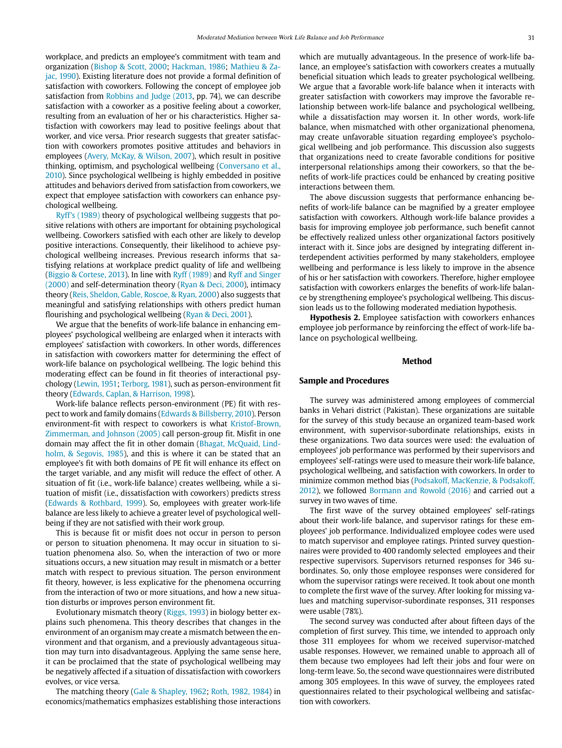workplace, and predicts an employee's commitment with team and organization (Bishop & Scott, 2000; Hackman, 1986; Mathieu & Zajac, 1990). Existing literature does not provide a formal definition of satisfaction with coworkers. Following the concept of employee job satisfaction from Robbins and Judge (2013, pp. 74), we can describe satisfaction with a coworker as a positive feeling about a coworker, resulting from an evaluation of her or his characteristics. Higher satisfaction with coworkers may lead to positive feelings about that worker, and vice versa. Prior research suggests that greater satisfaction with coworkers promotes positive attitudes and behaviors in employees (Avery, McKay, & Wilson, 2007), which result in positive thinking, optimism, and psychological wellbeing (Conversano et al., 2010). Since psychological wellbeing is highly embedded in positive attitudes and behaviors derived from satisfaction from coworkers, we expect that employee satisfaction with coworkers can enhance psychological wellbeing.

Ryff's (1989) theory of psychological wellbeing suggests that positive relations with others are important for obtaining psychological wellbeing. Coworkers satisfied with each other are likely to develop positive interactions. Consequently, their likelihood to achieve psychological wellbeing increases. Previous research informs that satisfying relations at workplace predict quality of life and wellbeing (Biggio & Cortese, 2013). In line with Ryff (1989) and Ryff and Singer (2000) and self-determination theory (Ryan & Deci, 2000), intimacy theory (Reis, Sheldon, Gable, Roscoe, & Ryan, 2000) also suggests that meaningful and satisfying relationships with others predict human flourishing and psychological wellbeing (Ryan & Deci, 2001).

We argue that the benefits of work-life balance in enhancing employees' psychological wellbeing are enlarged when it interacts with employees' satisfaction with coworkers. In other words, differences in satisfaction with coworkers matter for determining the effect of work-life balance on psychological wellbeing. The logic behind this moderating effect can be found in fit theories of interactional psychology (Lewin, 1951; Terborg, 1981), such as person-environment fit theory (Edwards, Caplan, & Harrison, 1998).

Work-life balance reflects person-environment (PE) fit with respect to work and family domains (Edwards & Billsberry, 2010). Person environment-fit with respect to coworkers is what Kristof-Brown, Zimmerman, and Johnson (2005) call person-group fit. Misfit in one domain may affect the fit in other domain (Bhagat, McQuaid, Lindholm, & Segovis, 1985), and this is where it can be stated that an employee's fit with both domains of PE fit will enhance its effect on the target variable, and any misfit will reduce the effect of other. A situation of fit (i.e., work-life balance) creates wellbeing, while a situation of misfit (i.e., dissatisfaction with coworkers) predicts stress (Edwards & Rothbard, 1999). So, employees with greater work-life balance are less likely to achieve a greater level of psychological wellbeing if they are not satisfied with their work group.

This is because fit or misfit does not occur in person to person or person to situation phenomena. It may occur in situation to situation phenomena also. So, when the interaction of two or more situations occurs, a new situation may result in mismatch or a better match with respect to previous situation. The person environment fit theory, however, is less explicative for the phenomena occurring from the interaction of two or more situations, and how a new situation disturbs or improves person environment fit.

Evolutionary mismatch theory (Riggs, 1993) in biology better explains such phenomena. This theory describes that changes in the environment of an organism may create a mismatch between the environment and that organism, and a previously advantageous situation may turn into disadvantageous. Applying the same sense here, it can be proclaimed that the state of psychological wellbeing may be negatively affected if a situation of dissatisfaction with coworkers evolves, or vice versa.

The matching theory (Gale & Shapley, 1962; Roth, 1982, 1984) in economics/mathematics emphasizes establishing those interactions which are mutually advantageous. In the presence of work-life balance, an employee's satisfaction with coworkers creates a mutually beneficial situation which leads to greater psychological wellbeing. We argue that a favorable work-life balance when it interacts with greater satisfaction with coworkers may improve the favorable relationship between work-life balance and psychological wellbeing, while a dissatisfaction may worsen it. In other words, work-life balance, when mismatched with other organizational phenomena, may create unfavorable situation regarding employee's psychological wellbeing and job performance. This discussion also suggests that organizations need to create favorable conditions for positive interpersonal relationships among their coworkers, so that the benefits of work-life practices could be enhanced by creating positive interactions between them.

The above discussion suggests that performance enhancing benefits of work-life balance can be magnified by a greater employee satisfaction with coworkers. Although work-life balance provides a basis for improving employee job performance, such benefit cannot be effectively realized unless other organizational factors positively interact with it. Since jobs are designed by integrating different interdependent activities performed by many stakeholders, employee wellbeing and performance is less likely to improve in the absence of his or her satisfaction with coworkers. Therefore, higher employee satisfaction with coworkers enlarges the benefits of work-life balance by strengthening employee's psychological wellbeing. This discussion leads us to the following moderated mediation hypothesis.

**Hypothesis 2.** Employee satisfaction with coworkers enhances employee job performance by reinforcing the effect of work-life balance on psychological wellbeing.

## Method

### Sample and Procedures

The survey was administered among employees of commercial banks in Vehari district (Pakistan). These organizations are suitable for the survey of this study because an organized team-based work environment, with supervisor-subordinate relationships, exists in these organizations. Two data sources were used: the evaluation of employees' job performance was performed by their supervisors and employees' self-ratings were used to measure their work-life balance, psychological wellbeing, and satisfaction with coworkers. In order to minimize common method bias (Podsakoff, MacKenzie, & Podsakoff, 2012), we followed Bormann and Rowold (2016) and carried out a survey in two waves of time.

The first wave of the survey obtained employees' self-ratings about their work-life balance, and supervisor ratings for these employees' job performance. Individualized employee codes were used to match supervisor and employee ratings. Printed survey questionnaires were provided to 400 randomly selected employees and their respective supervisors. Supervisors returned responses for 346 subordinates. So, only those employee responses were considered for whom the supervisor ratings were received. It took about one month to complete the first wave of the survey. After looking for missing values and matching supervisor-subordinate responses, 311 responses were usable (78%).

The second survey was conducted after about fifteen days of the completion of first survey. This time, we intended to approach only those 311 employees for whom we received supervisor-matched usable responses. However, we remained unable to approach all of them because two employees had left their jobs and four were on long-term leave. So, the second wave questionnaires were distributed among 305 employees. In this wave of survey, the employees rated questionnaires related to their psychological wellbeing and satisfaction with coworkers.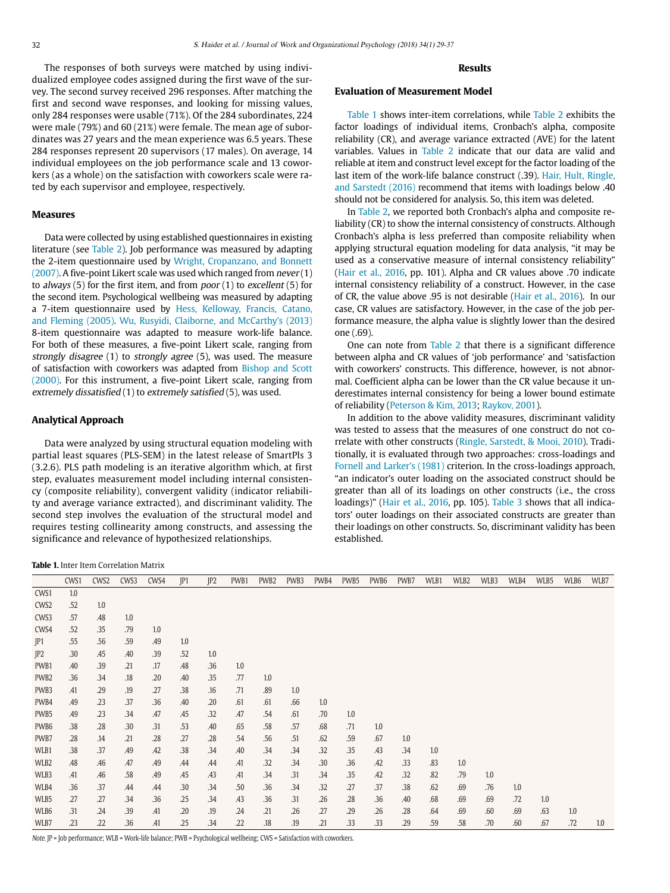The responses of both surveys were matched by using individualized employee codes assigned during the first wave of the survey. The second survey received 296 responses. After matching the first and second wave responses, and looking for missing values, only 284 responses were usable (71%). Of the 284 subordinates, 224 were male (79%) and 60 (21%) were female. The mean age of subordinates was 27 years and the mean experience was 6.5 years. These 284 responses represent 20 supervisors (17 males). On average, 14 individual employees on the job performance scale and 13 coworkers (as a whole) on the satisfaction with coworkers scale were rated by each supervisor and employee, respectively.

### Measures

Data were collected by using established questionnaires in existing literature (see Table 2). Job performance was measured by adapting the 2-item questionnaire used by Wright, Cropanzano, and Bonnett (2007). A five-point Likert scale was used which ranged from *never* (1) to *always* (5) for the first item, and from *poor* (1) to *excellent* (5) for the second item. Psychological wellbeing was measured by adapting a 7-item questionnaire used by Hess, Kelloway, Francis, Catano, and Fleming (2005). Wu, Rusyidi, Claiborne, and McCarthy's (2013) 8-item questionnaire was adapted to measure work-life balance. For both of these measures, a five-point Likert scale, ranging from *strongly disagree* (1) to *strongly agree* (5), was used. The measure of satisfaction with coworkers was adapted from Bishop and Scott (2000). For this instrument, a five-point Likert scale, ranging from *extremely dissatisfied* (1) to *extremely satisfied* (5), was used.

### Analytical Approach

Data were analyzed by using structural equation modeling with partial least squares (PLS-SEM) in the latest release of SmartPls 3 (3.2.6). PLS path modeling is an iterative algorithm which, at first step, evaluates measurement model including internal consistency (composite reliability), convergent validity (indicator reliability and average variance extracted), and discriminant validity. The second step involves the evaluation of the structural model and requires testing collinearity among constructs, and assessing the significance and relevance of hypothesized relationships.

## Results

### Evaluation of Measurement Model

Table 1 shows inter-item correlations, while Table 2 exhibits the factor loadings of individual items, Cronbach's alpha, composite reliability (CR), and average variance extracted (AVE) for the latent variables. Values in Table 2 indicate that our data are valid and reliable at item and construct level except for the factor loading of the last item of the work-life balance construct (.39). Hair, Hult, Ringle, and Sarstedt (2016) recommend that items with loadings below .40 should not be considered for analysis. So, this item was deleted.

In Table 2, we reported both Cronbach's alpha and composite reliability (CR) to show the internal consistency of constructs. Although Cronbach's alpha is less preferred than composite reliability when applying structural equation modeling for data analysis, "it may be used as a conservative measure of internal consistency reliability" (Hair et al., 2016, pp. 101). Alpha and CR values above .70 indicate internal consistency reliability of a construct. However, in the case of CR, the value above .95 is not desirable (Hair et al., 2016). In our case, CR values are satisfactory. However, in the case of the job performance measure, the alpha value is slightly lower than the desired one (.69).

One can note from Table 2 that there is a significant difference between alpha and CR values of 'job performance' and 'satisfaction with coworkers' constructs. This difference, however, is not abnormal. Coefficient alpha can be lower than the CR value because it underestimates internal consistency for being a lower bound estimate of reliability (Peterson & Kim, 2013; Raykov, 2001).

In addition to the above validity measures, discriminant validity was tested to assess that the measures of one construct do not correlate with other constructs (Ringle, Sarstedt, & Mooi, 2010). Traditionally, it is evaluated through two approaches: cross-loadings and Fornell and Larker's (1981) criterion. In the cross-loadings approach, "an indicator's outer loading on the associated construct should be greater than all of its loadings on other constructs (i.e., the cross loadings)" (Hair et al., 2016, pp. 105). Table 3 shows that all indicators' outer loadings on their associated constructs are greater than their loadings on other constructs. So, discriminant validity has been established.

**Table 1.** Inter Item Correlation Matrix

| | CWS1 | CWS2 | CWS3 | CWS4 | JP1 | JP2 | PWB1 | PWB2 | PWB3 | PWB4 | PWB5 | PWB6 | PWB7 | WLB1 | WLB2 | WLB3 | WLB4 | WLB5 | WLB6 | WLB7 |
|---|---|---|---|---|---|---|---|---|---|---|---|---|---|---|---|---|---|---|---|---|
| CWS1 | 1.0 | | | | | | | | | | | | | | | | | | | |
| CWS2 | .52 | 1.0 | | | | | | | | | | | | | | | | | | |
| CWS3 | .57 | .48 | 1.0 | | | | | | | | | | | | | | | | | |
| CWS4 | .52 | .35 | .79 | 1.0 | | | | | | | | | | | | | | | | |
| JP1 | .55 | .56 | .59 | .49 | 1.0 | | | | | | | | | | | | | | | |
| JP2 | .30 | .45 | .40 | .39 | .52 | 1.0 | | | | | | | | | | | | | | |
| PWB1 | .40 | .39 | .21 | .17 | .48 | .36 | 1.0 | | | | | | | | | | | | | |
| PWB2 | .36 | .34 | .18 | .20 | .40 | .35 | .77 | 1.0 | | | | | | | | | | | | |
| PWB3 | .41 | .29 | .19 | .27 | .38 | .16 | .71 | .89 | 1.0 | | | | | | | | | | | |
| PWB4 | .49 | .23 | .37 | .36 | .40 | .20 | .61 | .61 | .66 | 1.0 | | | | | | | | | | |
| PWB5 | .49 | .23 | .34 | .47 | .45 | .32 | .47 | .54 | .61 | .70 | 1.0 | | | | | | | | | |
| PWB6 | .38 | .28 | .30 | .31 | .53 | .40 | .65 | .58 | .57 | .68 | .71 | 1.0 | | | | | | | | |
| PWB7 | .28 | .14 | .21 | .28 | .27 | .28 | .54 | .56 | .51 | .62 | .59 | .67 | 1.0 | | | | | | | |
| WLB1 | .38 | .37 | .49 | .42 | .38 | .34 | .40 | .34 | .34 | .32 | .35 | .43 | .34 | 1.0 | | | | | | |
| WLB2 | .48 | .46 | .47 | .49 | .44 | .44 | .41 | .32 | .34 | .30 | .36 | .42 | .33 | .83 | 1.0 | | | | | |
| WLB3 | .41 | .46 | .58 | .49 | .45 | .43 | .41 | .34 | .31 | .34 | .35 | .42 | .32 | .82 | .79 | 1.0 | | | | |
| WLB4 | .36 | .37 | .44 | .44 | .30 | .34 | .50 | .36 | .34 | .32 | .27 | .37 | .38 | .62 | .69 | .76 | 1.0 | | | |
| WLB5 | .27 | .27 | .34 | .36 | .25 | .34 | .43 | .36 | .31 | .26 | .28 | .36 | .40 | .68 | .69 | .69 | .72 | 1.0 | | |
| WLB6 | .31 | .24 | .39 | .41 | .20 | .19 | .24 | .21 | .26 | .27 | .29 | .26 | .28 | .64 | .69 | .60 | .69 | .63 | 1.0 | |
| WLB7 | .23 | .22 | .36 | .41 | .25 | .34 | .22 | .18 | .19 | .21 | .33 | .33 | .29 | .59 | .58 | .70 | .60 | .67 | .72 | 1.0 |

*Note.* JP = Job performance; WLB = Work-life balance; PWB = Psychological wellbeing; CWS = Satisfaction with coworkers.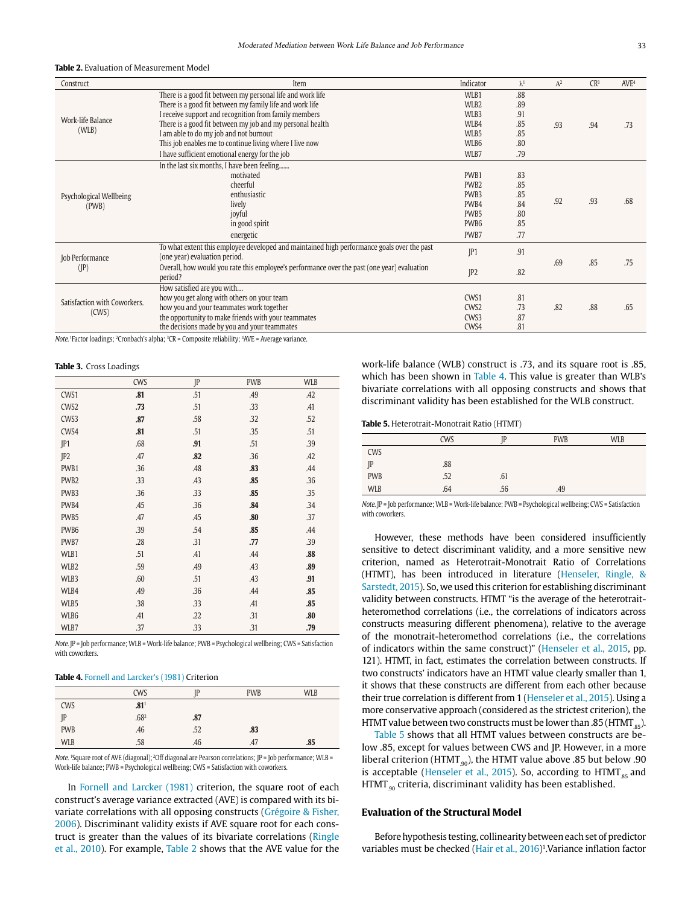**Table 2.** Evaluation of Measurement Model

| Construct | Item | Indicator | λ[1] | A[2] | CR[3] | AVE[4] |
|---|---|---|---|---|---|---|
| Work-life Balance (WLB) | There is a good fit between my personal life and work life | WLB1 | .88 | .93 | .94 | .73 |
| | There is a good fit between my family life and work life | WLB2 | .89 | | | |
| | I receive support and recognition from family members | WLB3 | .91 | | | |
| | There is a good fit between my job and my personal health | WLB4 | .85 | | | |
| | I am able to do my job and not burnout | WLB5 | .85 | | | |
| | This job enables me to continue living where I live now | WLB6 | .80 | | | |
| | I have sufficient emotional energy for the job | WLB7 | .79 | | | |
| Psychological Wellbeing (PWB) | In the last six months, I have been feeling....... | | | .92 | .93 | .68 |
| | motivated | PWB1 | .83 | | | |
| | cheerful | PWB2 | .85 | | | |
| | enthusiastic | PWB3 | .85 | | | |
| | lively | PWB4 | .84 | | | |
| | joyful | PWB5 | .80 | | | |
| | in good spirit | PWB6 | .85 | | | |
| | energetic | PWB7 | .77 | | | |
| Job Performance (JP) | To what extent this employee developed and maintained high performance goals over the past (one year) evaluation period. | JP1 | .91 | .69 | .85 | .75 |
| | Overall, how would you rate this employee's performance over the past (one year) evaluation period? | JP2 | .82 | | | |
| Satisfaction with Coworkers. (CWS) | How satisfied are you with… | | | .82 | .88 | .65 |
| | how you get along with others on your team | CWS1 | .81 | | | |
| | how you and your teammates work together | CWS2 | .73 | | | |
| | the opportunity to make friends with your teammates | CWS3 | .87 | | | |
| | the decisions made by you and your teammates | CWS4 | .81 | | | |

*Note.* [1]Factor loadings; [2]Cronbach's alpha; [3]CR = Composite reliability; [4]AVE = Average variance.

**Table 3.** Cross Loadings

| | CWS | JP | PWB | WLB |
|---|---|---|---|---|
| CWS1 | **.81** | .51 | .49 | .42 |
| CWS2 | **.73** | .51 | .33 | .41 |
| CWS3 | **.87** | .58 | .32 | .52 |
| CWS4 | **.81** | .51 | .35 | .51 |
| JP1 | .68 | **.91** | .51 | .39 |
| JP2 | .47 | **.82** | .36 | .42 |
| PWB1 | .36 | .48 | **.83** | .44 |
| PWB2 | .33 | .43 | **.85** | .36 |
| PWB3 | .36 | .33 | **.85** | .35 |
| PWB4 | .45 | .36 | **.84** | .34 |
| PWB5 | .47 | .45 | **.80** | .37 |
| PWB6 | .39 | .54 | **.85** | .44 |
| PWB7 | .28 | .31 | **.77** | .39 |
| WLB1 | .51 | .41 | .44 | **.88** |
| WLB2 | .59 | .49 | .43 | **.89** |
| WLB3 | .60 | .51 | .43 | **.91** |
| WLB4 | .49 | .36 | .44 | **.85** |
| WLB5 | .38 | .33 | .41 | **.85** |
| WLB6 | .41 | .22 | .31 | **.80** |
| WLB7 | .37 | .33 | .31 | **.79** |

*Note.* JP = Job performance; WLB = Work-life balance; PWB = Psychological wellbeing; CWS = Satisfaction with coworkers.

**Table 4.** Fornell and Larcker's (1981) Criterion

| | CWS | JP | PWB | WLB |
|---|---|---|---|---|
| CWS | **.81**[1] | | | |
| JP | .68[2] | **.87** | | |
| PWB | .46 | .52 | **.83** | |
| WLB | .58 | .46 | .47 | **.85** |

*Note.* [1]Square root of AVE (diagonal); [2]Off diagonal are Pearson correlations; JP = Job performance; WLB = Work-life balance; PWB = Psychological wellbeing; CWS = Satisfaction with coworkers.

In Fornell and Larcker (1981) criterion, the square root of each construct's average variance extracted (AVE) is compared with its bivariate correlations with all opposing constructs (Grégoire & Fisher, 2006). Discriminant validity exists if AVE square root for each construct is greater than the values of its bivariate correlations (Ringle et al., 2010). For example, Table 2 shows that the AVE value for the work-life balance (WLB) construct is .73, and its square root is .85, which has been shown in Table 4. This value is greater than WLB's bivariate correlations with all opposing constructs and shows that discriminant validity has been established for the WLB construct.

**Table 5.** Heterotrait-Monotrait Ratio (HTMT)

| | CWS | JP | PWB | WLB |
|---|---|---|---|---|
| CWS | | | | |
| JP | .88 | | | |
| PWB | .52 | .61 | | |
| WLB | .64 | .56 | .49 | |

*Note.* JP = Job performance; WLB = Work-life balance; PWB = Psychological wellbeing; CWS = Satisfaction with coworkers.

However, these methods have been considered insufficiently sensitive to detect discriminant validity, and a more sensitive new criterion, named as Heterotrait-Monotrait Ratio of Correlations (HTMT), has been introduced in literature (Henseler, Ringle, & Sarstedt, 2015). So, we used this criterion for establishing discriminant validity between constructs. HTMT "is the average of the heterotrait-heteromethod correlations (i.e., the correlations of indicators across constructs measuring different phenomena), relative to the average of the monotrait-heteromethod correlations (i.e., the correlations of indicators within the same construct)" (Henseler et al., 2015, pp. 121). HTMT, in fact, estimates the correlation between constructs. If two constructs' indicators have an HTMT value clearly smaller than 1, it shows that these constructs are different from each other because their true correlation is different from 1 (Henseler et al., 2015). Using a more conservative approach (considered as the strictest criterion), the HTMT value between two constructs must be lower than .85 ($HTMT_{.85}$). Table 5 shows that all HTMT values between constructs are below .85, except for values between CWS and JP. However, in a more liberal criterion ($HTMT_{.90}$), the HTMT value above .85 but below .90 is acceptable (Henseler et al., 2015). So, according to $HTMT_{.85}$ and $HTMT_{.90}$ criteria, discriminant validity has been established.

## Evaluation of the Structural Model

Before hypothesis testing, collinearity between each set of predictor variables must be checked (Hair et al., 2016)[1].Variance inflation factor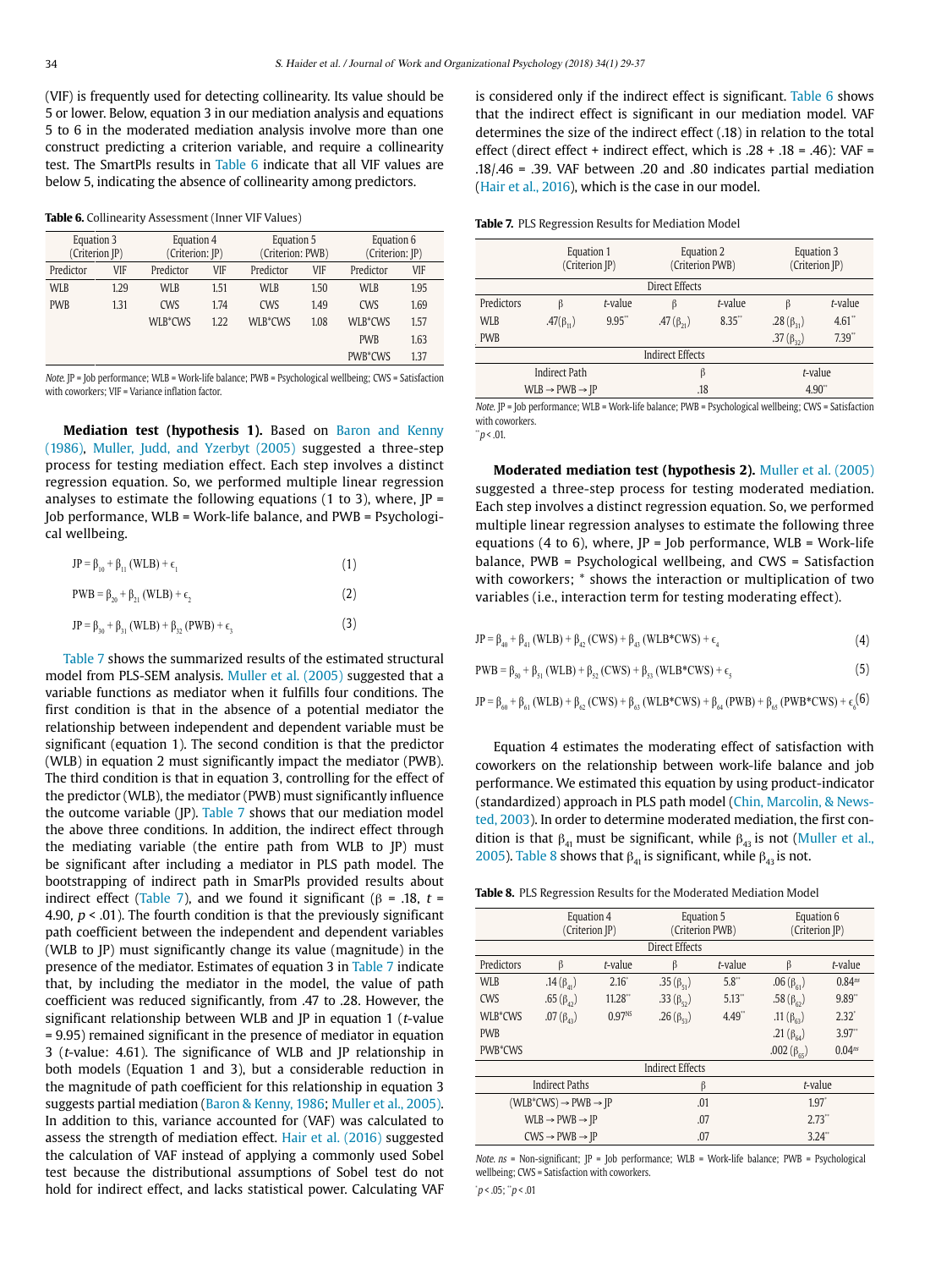(VIF) is frequently used for detecting collinearity. Its value should be 5 or lower. Below, equation 3 in our mediation analysis and equations 5 to 6 in the moderated mediation analysis involve more than one construct predicting a criterion variable, and require a collinearity test. The SmartPls results in Table 6 indicate that all VIF values are below 5, indicating the absence of collinearity among predictors.

**Table 6.** Collinearity Assessment (Inner VIF Values)

| Equation 3 (Criterion JP) | | Equation 4 (Criterion: JP) | | Equation 5 (Criterion: PWB) | | Equation 6 (Criterion: JP) | |
|---|---|---|---|---|---|---|---|
| Predictor | VIF | Predictor | VIF | Predictor | VIF | Predictor | VIF |
| WLB | 1.29 | WLB | 1.51 | WLB | 1.50 | WLB | 1.95 |
| PWB | 1.31 | CWS | 1.74 | CWS | 1.49 | CWS | 1.69 |
| | | WLB*CWS | 1.22 | WLB*CWS | 1.08 | WLB*CWS | 1.57 |
| | | | | | | PWB | 1.63 |
| | | | | | | PWB*CWS | 1.37 |

*Note.* JP = Job performance; WLB = Work-life balance; PWB = Psychological wellbeing; CWS = Satisfaction with coworkers; VIF = Variance inflation factor.

**Mediation test (hypothesis 1).** Based on Baron and Kenny (1986), Muller, Judd, and Yzerbyt (2005) suggested a three-step process for testing mediation effect. Each step involves a distinct regression equation. So, we performed multiple linear regression analyses to estimate the following equations (1 to 3), where, JP = Job performance, WLB = Work-life balance, and PWB = Psychological wellbeing.

$$JP = \beta_{10} + \beta_{11}(WLB) + \epsilon_1 \quad (1)$$

$$PWB = \beta_{20} + \beta_{21}(WLB) + \epsilon_2 \quad (2)$$

$$JP = \beta_{30} + \beta_{31}(WLB) + \beta_{32}(PWB) + \epsilon_3 \quad (3)$$

Table 7 shows the summarized results of the estimated structural model from PLS-SEM analysis. Muller et al. (2005) suggested that a variable functions as mediator when it fulfills four conditions. The first condition is that in the absence of a potential mediator the relationship between independent and dependent variable must be significant (equation 1). The second condition is that the predictor (WLB) in equation 2 must significantly impact the mediator (PWB). The third condition is that in equation 3, controlling for the effect of the predictor (WLB), the mediator (PWB) must significantly influence the outcome variable (JP). Table 7 shows that our mediation model the above three conditions. In addition, the indirect effect through the mediating variable (the entire path from WLB to JP) must be significant after including a mediator in PLS path model. The bootstrapping of indirect path in SmartPls provided results about indirect effect (Table 7), and we found it significant ($\beta$ = .18, $t$ = 4.90, $p$ < .01). The fourth condition is that the previously significant path coefficient between the independent and dependent variables (WLB to JP) must significantly change its value (magnitude) in the presence of the mediator. Estimates of equation 3 in Table 7 indicate that, by including the mediator in the model, the value of path coefficient was reduced significantly, from .47 to .28. However, the significant relationship between WLB and JP in equation 1 ($t$-value = 9.95) remained significant in the presence of mediator in equation 3 ($t$-value: 4.61). The significance of WLB and JP relationship in both models (Equation 1 and 3), but a considerable reduction in the magnitude of path coefficient for this relationship in equation 3 suggests partial mediation (Baron & Kenny, 1986; Muller et al., 2005). In addition to this, variance accounted for (VAF) was calculated to assess the strength of mediation effect. Hair et al. (2016) suggested the calculation of VAF instead of applying a commonly used Sobel test because the distributional assumptions of Sobel test do not hold for indirect effect, and lacks statistical power. Calculating VAF is considered only if the indirect effect is significant. Table 6 shows that the indirect effect is significant in our mediation model. VAF determines the size of the indirect effect (.18) in relation to the total effect (direct effect + indirect effect, which is .28 + .18 = .46): VAF = .18/.46 = .39. VAF between .20 and .80 indicates partial mediation (Hair et al., 2016), which is the case in our model.

**Table 7.** PLS Regression Results for Mediation Model

| | Equation 1 (Criterion JP) | | Equation 2 (Criterion PWB) | | Equation 3 (Criterion JP) | |
|---|---|---|---|---|---|---|
| | Direct Effects | | | | | |
| Predictors | $\beta$ | $t$-value | $\beta$ | $t$-value | $\beta$ | $t$-value |
| WLB | .47($\beta_{11}$) | 9.95** | .47 ($\beta_{21}$) | 8.35** | .28 ($\beta_{31}$) | 4.61** |
| PWB | | | | | .37 ($\beta_{32}$) | 7.39** |
| | Indirect Effects | | | | | |
| Indirect Path | | | $\beta$ | | $t$-value | |
| WLB → PWB → JP | | | .18 | | 4.90** | |

*Note.* JP = Job performance; WLB = Work-life balance; PWB = Psychological wellbeing; CWS = Satisfaction with coworkers.
**$p$ < .01.

**Moderated mediation test (hypothesis 2).** Muller et al. (2005) suggested a three-step process for testing moderated mediation. Each step involves a distinct regression equation. So, we performed multiple linear regression analyses to estimate the following three equations (4 to 6), where, JP = Job performance, WLB = Work-life balance, PWB = Psychological wellbeing, and CWS = Satisfaction with coworkers; * shows the interaction or multiplication of two variables (i.e., interaction term for testing moderating effect).

$$JP = \beta_{40} + \beta_{41}(WLB) + \beta_{42}(CWS) + \beta_{43}(WLB*CWS) + \epsilon_4 \quad (4)$$

$$PWB = \beta_{50} + \beta_{51}(WLB) + \beta_{52}(CWS) + \beta_{53}(WLB*CWS) + \epsilon_5 \quad (5)$$

$$JP = \beta_{60} + \beta_{61}(WLB) + \beta_{62}(CWS) + \beta_{63}(WLB*CWS) + \beta_{64}(PWB) + \beta_{65}(PWB*CWS) + \epsilon_6 \quad (6)$$

Equation 4 estimates the moderating effect of satisfaction with coworkers on the relationship between work-life balance and job performance. We estimated this equation by using product-indicator (standardized) approach in PLS path model (Chin, Marcolin, & Newsted, 2003). In order to determine moderated mediation, the first condition is that $\beta_{41}$ must be significant, while $\beta_{43}$ is not (Muller et al., 2005). Table 8 shows that $\beta_{41}$ is significant, while $\beta_{43}$ is not.

**Table 8.** PLS Regression Results for the Moderated Mediation Model

| | Equation 4 (Criterion JP) | | Equation 5 (Criterion PWB) | | Equation 6 (Criterion JP) | |
|---|---|---|---|---|---|---|
| | Direct Effects | | | | | |
| Predictors | $\beta$ | $t$-value | $\beta$ | $t$-value | $\beta$ | $t$-value |
| WLB | .14 ($\beta_{41}$) | 2.16* | .35 ($\beta_{51}$) | 5.8** | .06 ($\beta_{61}$) | 0.84$^{ns}$ |
| CWS | .65 ($\beta_{42}$) | 11.28** | .33 ($\beta_{52}$) | 5.13** | .58 ($\beta_{62}$) | 9.89** |
| WLB*CWS | .07 ($\beta_{43}$) | 0.97$^{NS}$ | .26 ($\beta_{53}$) | 4.49** | .11 ($\beta_{63}$) | 2.32* |
| PWB | | | | | .21 ($\beta_{64}$) | 3.97** |
| PWB*CWS | | | | | .002 ($\beta_{65}$) | 0.04$^{ns}$ |
| | Indirect Effects | | | | | |
| Indirect Paths | | | $\beta$ | | $t$-value | |
| (WLB*CWS) → PWB → JP | | | .01 | | 1.97* | |
| WLB → PWB → JP | | | .07 | | 2.73** | |
| CWS → PWB → JP | | | .07 | | 3.24** | |

*Note.* ns = Non-significant; JP = Job performance; WLB = Work-life balance; PWB = Psychological wellbeing; CWS = Satisfaction with coworkers.
*$p$ < .05; **$p$ < .01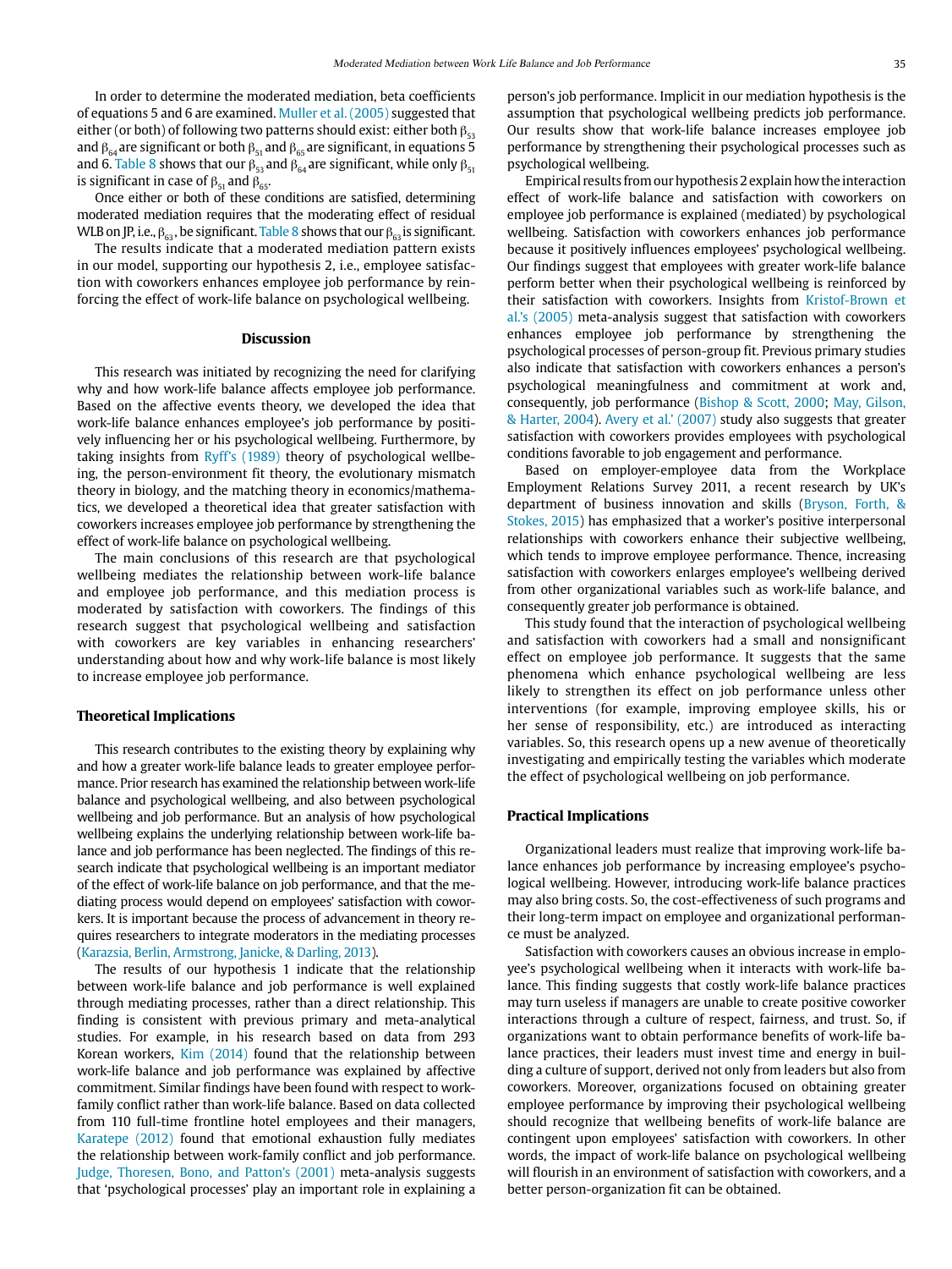In order to determine the moderated mediation, beta coefficients of equations 5 and 6 are examined. Muller et al. (2005) suggested that either (or both) of following two patterns should exist: either both $\beta_{53}$ and $\beta_{64}$ are significant or both $\beta_{51}$ and $\beta_{65}$ are significant, in equations 5 and 6. Table 8 shows that our $\beta_{53}$ and $\beta_{64}$ are significant, while only $\beta_{51}$ is significant in case of $\beta_{51}$ and $\beta_{65}$.

Once either or both of these conditions are satisfied, determining moderated mediation requires that the moderating effect of residual WLB on JP, i.e., $\beta_{63}$, be significant. Table 8 shows that our $\beta_{63}$ is significant.

The results indicate that a moderated mediation pattern exists in our model, supporting our hypothesis 2, i.e., employee satisfaction with coworkers enhances employee job performance by reinforcing the effect of work-life balance on psychological wellbeing.

## Discussion

This research was initiated by recognizing the need for clarifying why and how work-life balance affects employee job performance. Based on the affective events theory, we developed the idea that work-life balance enhances employee's job performance by positively influencing her or his psychological wellbeing. Furthermore, by taking insights from Ryff's (1989) theory of psychological wellbeing, the person-environment fit theory, the evolutionary mismatch theory in biology, and the matching theory in economics/mathematics, we developed a theoretical idea that greater satisfaction with coworkers increases employee job performance by strengthening the effect of work-life balance on psychological wellbeing.

The main conclusions of this research are that psychological wellbeing mediates the relationship between work-life balance and employee job performance, and this mediation process is moderated by satisfaction with coworkers. The findings of this research suggest that psychological wellbeing and satisfaction with coworkers are key variables in enhancing researchers' understanding about how and why work-life balance is most likely to increase employee job performance.

### Theoretical Implications

This research contributes to the existing theory by explaining why and how a greater work-life balance leads to greater employee performance. Prior research has examined the relationship between work-life balance and psychological wellbeing, and also between psychological wellbeing and job performance. But an analysis of how psychological wellbeing explains the underlying relationship between work-life balance and job performance has been neglected. The findings of this research indicate that psychological wellbeing is an important mediator of the effect of work-life balance on job performance, and that the mediating process would depend on employees' satisfaction with coworkers. It is important because the process of advancement in theory requires researchers to integrate moderators in the mediating processes (Karazsia, Berlin, Armstrong, Janicke, & Darling, 2013).

The results of our hypothesis 1 indicate that the relationship between work-life balance and job performance is well explained through mediating processes, rather than a direct relationship. This finding is consistent with previous primary and meta-analytical studies. For example, in his research based on data from 293 Korean workers, Kim (2014) found that the relationship between work-life balance and job performance was explained by affective commitment. Similar findings have been found with respect to work-family conflict rather than work-life balance. Based on data collected from 110 full-time frontline hotel employees and their managers, Karatepe (2012) found that emotional exhaustion fully mediates the relationship between work-family conflict and job performance. Judge, Thoresen, Bono, and Patton's (2001) meta-analysis suggests that 'psychological processes' play an important role in explaining a person's job performance. Implicit in our mediation hypothesis is the assumption that psychological wellbeing predicts job performance. Our results show that work-life balance increases employee job performance by strengthening their psychological processes such as psychological wellbeing.

Empirical results from our hypothesis 2 explain how the interaction effect of work-life balance and satisfaction with coworkers on employee job performance is explained (mediated) by psychological wellbeing. Satisfaction with coworkers enhances job performance because it positively influences employees' psychological wellbeing. Our findings suggest that employees with greater work-life balance perform better when their psychological wellbeing is reinforced by their satisfaction with coworkers. Insights from Kristof-Brown et al.'s (2005) meta-analysis suggest that satisfaction with coworkers enhances employee job performance by strengthening the psychological processes of person-group fit. Previous primary studies also indicate that satisfaction with coworkers enhances a person's psychological meaningfulness and commitment at work and, consequently, job performance (Bishop & Scott, 2000; May, Gilson, & Harter, 2004). Avery et al.' (2007) study also suggests that greater satisfaction with coworkers provides employees with psychological conditions favorable to job engagement and performance.

Based on employer-employee data from the Workplace Employment Relations Survey 2011, a recent research by UK's department of business innovation and skills (Bryson, Forth, & Stokes, 2015) has emphasized that a worker's positive interpersonal relationships with coworkers enhance their subjective wellbeing, which tends to improve employee performance. Thence, increasing satisfaction with coworkers enlarges employee's wellbeing derived from other organizational variables such as work-life balance, and consequently greater job performance is obtained.

This study found that the interaction of psychological wellbeing and satisfaction with coworkers had a small and nonsignificant effect on employee job performance. It suggests that the same phenomena which enhance psychological wellbeing are less likely to strengthen its effect on job performance unless other interventions (for example, improving employee skills, his or her sense of responsibility, etc.) are introduced as interacting variables. So, this research opens up a new avenue of theoretically investigating and empirically testing the variables which moderate the effect of psychological wellbeing on job performance.

### Practical Implications

Organizational leaders must realize that improving work-life balance enhances job performance by increasing employee's psychological wellbeing. However, introducing work-life balance practices may also bring costs. So, the cost-effectiveness of such programs and their long-term impact on employee and organizational performance must be analyzed.

Satisfaction with coworkers causes an obvious increase in employee's psychological wellbeing when it interacts with work-life balance. This finding suggests that costly work-life balance practices may turn useless if managers are unable to create positive coworker interactions through a culture of respect, fairness, and trust. So, if organizations want to obtain performance benefits of work-life balance practices, their leaders must invest time and energy in building a culture of support, derived not only from leaders but also from coworkers. Moreover, organizations focused on obtaining greater employee performance by improving their psychological wellbeing should recognize that wellbeing benefits of work-life balance are contingent upon employees' satisfaction with coworkers. In other words, the impact of work-life balance on psychological wellbeing will flourish in an environment of satisfaction with coworkers, and a better person-organization fit can be obtained.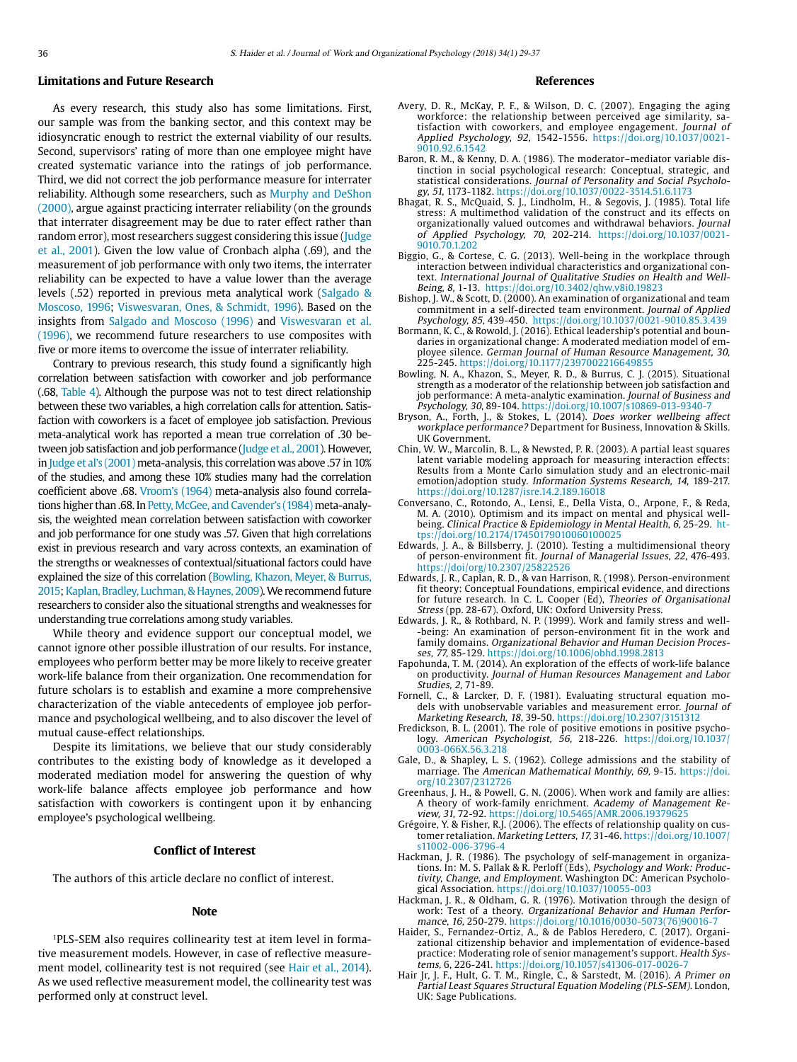## Limitations and Future Research

As every research, this study also has some limitations. First, our sample was from the banking sector, and this context may be idiosyncratic enough to restrict the external viability of our results. Second, supervisors' rating of more than one employee might have created systematic variance into the ratings of job performance. Third, we did not correct the job performance measure for interrater reliability. Although some researchers, such as Murphy and DeShon (2000), argue against practicing interrater reliability (on the grounds that interrater disagreement may be due to rater effect rather than random error), most researchers suggest considering this issue (Judge et al., 2001). Given the low value of Cronbach alpha (.69), and the measurement of job performance with only two items, the interrater reliability can be expected to have a value lower than the average levels (.52) reported in previous meta analytical work (Salgado & Moscoso, 1996; Viswesvaran, Ones, & Schmidt, 1996). Based on the insights from Salgado and Moscoso (1996) and Viswesvaran et al. (1996), we recommend future researchers to use composites with five or more items to overcome the issue of interrater reliability.

Contrary to previous research, this study found a significantly high correlation between satisfaction with coworker and job performance (.68, Table 4). Although the purpose was not to test direct relationship between these two variables, a high correlation calls for attention. Satisfaction with coworkers is a facet of employee job satisfaction. Previous meta-analytical work has reported a mean true correlation of .30 between job satisfaction and job performance (Judge et al., 2001). However, in Judge et al's (2001) meta-analysis, this correlation was above .57 in 10% of the studies, and among these 10% studies many had the correlation coefficient above .68. Vroom's (1964) meta-analysis also found correlations higher than .68. In Petty, McGee, and Cavender's (1984) meta-analysis, the weighted mean correlation between satisfaction with coworker and job performance for one study was .57. Given that high correlations exist in previous research and vary across contexts, an examination of the strengths or weaknesses of contextual/situational factors could have explained the size of this correlation (Bowling, Khazon, Meyer, & Burrus, 2015; Kaplan, Bradley, Luchman, & Haynes, 2009). We recommend future researchers to consider also the situational strengths and weaknesses for understanding true correlations among study variables.

While theory and evidence support our conceptual model, we cannot ignore other possible illustration of our results. For instance, employees who perform better may be more likely to receive greater work-life balance from their organization. One recommendation for future scholars is to establish and examine a more comprehensive characterization of the viable antecedents of employee job performance and psychological wellbeing, and to also discover the level of mutual cause-effect relationships.

Despite its limitations, we believe that our study considerably contributes to the existing body of knowledge as it developed a moderated mediation model for answering the question of why work-life balance affects employee job performance and how satisfaction with coworkers is contingent upon it by enhancing employee's psychological wellbeing.

## Conflict of Interest

The authors of this article declare no conflict of interest.

## Note

[1]PLS-SEM also requires collinearity test at item level in formative measurement models. However, in case of reflective measurement model, collinearity test is not required (see Hair et al., 2014). As we used reflective measurement model, the collinearity test was performed only at construct level.

## References

Avery, D. R., McKay, P. F., & Wilson, D. C. (2007). Engaging the aging workforce: the relationship between perceived age similarity, satisfaction with coworkers, and employee engagement. *Journal of Applied Psychology, 92*, 1542-1556. https://doi.org/10.1037/0021-9010.92.6.1542

Baron, R. M., & Kenny, D. A. (1986). The moderator–mediator variable distinction in social psychological research: Conceptual, strategic, and statistical considerations. *Journal of Personality and Social Psychology, 51*, 1173-1182. https://doi.org/10.1037/0022-3514.51.6.1173

Bhagat, R. S., McQuaid, S. J., Lindholm, H., & Segovis, J. (1985). Total life stress: A multimethod validation of the construct and its effects on organizationally valued outcomes and withdrawal behaviors. *Journal of Applied Psychology, 70*, 202-214. https://doi.org/10.1037/0021-9010.70.1.202

Biggio, G., & Cortese, C. G. (2013). Well-being in the workplace through interaction between individual characteristics and organizational context. *International Journal of Qualitative Studies on Health and Well-Being, 8*, 1-13. https://doi.org/10.3402/qhw.v8i0.19823

Bishop, J. W., & Scott, D. (2000). An examination of organizational and team commitment in a self-directed team environment. *Journal of Applied Psychology, 85*, 439-450. https://doi.org/10.1037/0021-9010.85.3.439

Bormann, K. C., & Rowold, J. (2016). Ethical leadership's potential and boundaries in organizational change: A moderated mediation model of employee silence. *German Journal of Human Resource Management, 30*, 225-245. https://doi.org/10.1177/2397002216649855

Bowling, N. A., Khazon, S., Meyer, R. D., & Burrus, C. J. (2015). Situational strength as a moderator of the relationship between job satisfaction and job performance: A meta-analytic examination. *Journal of Business and Psychology, 30*, 89-104. https://doi.org/10.1007/s10869-013-9340-7

Bryson, A., Forth, J., & Stokes, L. (2014). *Does worker wellbeing affect workplace performance?* Department for Business, Innovation & Skills. UK Government.

Chin, W. W., Marcolin, B. L., & Newsted, P. R. (2003). A partial least squares latent variable modeling approach for measuring interaction effects: Results from a Monte Carlo simulation study and an electronic-mail emotion/adoption study. *Information Systems Research, 14*, 189-217. https://doi.org/10.1287/isre.14.2.189.16018

Conversano, C., Rotondo, A., Lensi, E., Della Vista, O., Arpone, F., & Reda, M. A. (2010). Optimism and its impact on mental and physical well-being. *Clinical Practice & Epidemiology in Mental Health, 6*, 25-29. https://doi.org/10.2174/1745017901006010025

Edwards, J. A., & Billsberry, J. (2010). Testing a multidimensional theory of person-environment fit. *Journal of Managerial Issues, 22*, 476-493. https://doi/org/10.2307/25822526

Edwards, J. R., Caplan, R. D., & van Harrison, R. (1998). Person-environment fit theory: Conceptual Foundations, empirical evidence, and directions for future research. In C. L. Cooper (Ed), *Theories of Organisational Stress* (pp. 28-67). Oxford, UK: Oxford University Press.

Edwards, J. R., & Rothbard, N. P. (1999). Work and family stress and well--being: An examination of person-environment fit in the work and family domains. *Organizational Behavior and Human Decision Processes, 77*, 85-129. https://doi.org/10.1006/obhd.1998.2813

Fapohunda, T. M. (2014). An exploration of the effects of work-life balance on productivity. *Journal of Human Resources Management and Labor Studies, 2*, 71-89.

Fornell, C., & Larcker, D. F. (1981). Evaluating structural equation models with unobservable variables and measurement error. *Journal of Marketing Research, 18*, 39-50. https://doi.org/10.2307/3151312

Fredickson, B. L. (2001). The role of positive emotions in positive psychology. *American Psychologist, 56*, 218-226. https://doi.org/10.1037/0003-066X.56.3.218

Gale, D., & Shapley, L. S. (1962). College admissions and the stability of marriage. The *American Mathematical Monthly, 69*, 9-15. https://doi.org/10.2307/2312726

Greenhaus, J. H., & Powell, G. N. (2006). When work and family are allies: A theory of work-family enrichment. *Academy of Management Review, 31*, 72-92. https://doi.org/10.5465/AMR.2006.19379625

Grégoire, Y. & Fisher, R.J. (2006). The effects of relationship quality on customer retaliation. *Marketing Letters, 17*, 31-46. https://doi.org/10.1007/s11002-006-3796-4

Hackman, J. R. (1986). The psychology of self-management in organizations. In: M. S. Pallak & R. Perloff (Eds), *Psychology and Work: Productivity, Change, and Employment.* Washington DC: American Psychological Association. https://doi.org/10.1037/10055-003

Hackman, J. R., & Oldham, G. R. (1976). Motivation through the design of work: Test of a theory. *Organizational Behavior and Human Performance, 16*, 250-279. https://doi.org/10.1016/0030-5073(76)90016-7

Haider, S., Fernandez-Ortiz, A., & de Pablos Heredero, C. (2017). Organizational citizenship behavior and implementation of evidence-based practice: Moderating role of senior management's support. *Health Systems, 6*, 226-241. https://doi.org/10.1057/s41306-017-0026-7

Hair Jr, J. F., Hult, G. T. M., Ringle, C., & Sarstedt, M. (2016). *A Primer on Partial Least Squares Structural Equation Modeling (PLS-SEM).* London, UK: Sage Publications.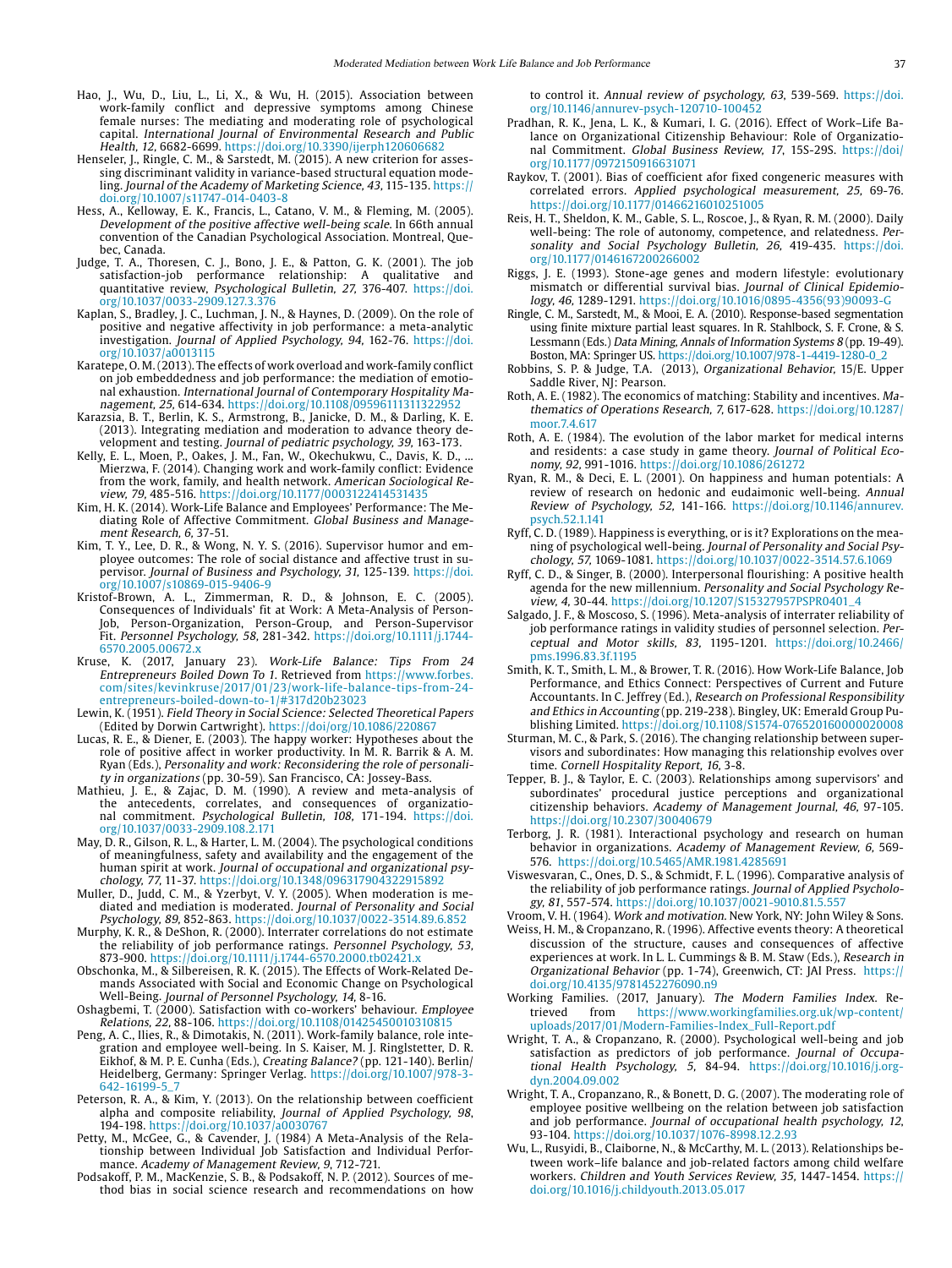Hao, J., Wu, D., Liu, L., Li, X., & Wu, H. (2015). Association between work-family conflict and depressive symptoms among Chinese female nurses: The mediating and moderating role of psychological capital. *International Journal of Environmental Research and Public Health, 12*, 6682-6699. https://doi.org/10.3390/ijerph120606682

Henseler, J., Ringle, C. M., & Sarstedt, M. (2015). A new criterion for assessing discriminant validity in variance-based structural equation modeling. *Journal of the Academy of Marketing Science, 43*, 115-135. https://doi.org/10.1007/s11747-014-0403-8

Hess, A., Kelloway, E. K., Francis, L., Catano, V. M., & Fleming, M. (2005). *Development of the positive affective well-being scale*. In 66th annual convention of the Canadian Psychological Association. Montreal, Quebec, Canada.

Judge, T. A., Thoresen, C. J., Bono, J. E., & Patton, G. K. (2001). The job satisfaction-job performance relationship: A qualitative and quantitative review, *Psychological Bulletin, 27*, 376-407. https://doi.org/10.1037/0033-2909.127.3.376

Kaplan, S., Bradley, J. C., Luchman, J. N., & Haynes, D. (2009). On the role of positive and negative affectivity in job performance: a meta-analytic investigation. *Journal of Applied Psychology, 94*, 162-76. https://doi.org/10.1037/a0013115

Karatepe, O. M. (2013). The effects of work overload and work-family conflict on job embeddedness and job performance: the mediation of emotional exhaustion. *International Journal of Contemporary Hospitality Management, 25*, 614-634. https://doi.org/10.1108/09596111311322952

Karazsia, B. T., Berlin, K. S., Armstrong, B., Janicke, D. M., & Darling, K. E. (2013). Integrating mediation and moderation to advance theory development and testing. *Journal of pediatric psychology, 39*, 163-173.

Kelly, E. L., Moen, P., Oakes, J. M., Fan, W., Okechukwu, C., Davis, K. D., ... Mierzwa, F. (2014). Changing work and work-family conflict: Evidence from the work, family, and health network. *American Sociological Review, 79*, 485-516. https://doi.org/10.1177/0003122414531435

Kim, H. K. (2014). Work-Life Balance and Employees' Performance: The Mediating Role of Affective Commitment. *Global Business and Management Research, 6*, 37-51.

Kim, T. Y., Lee, D. R., & Wong, N. Y. S. (2016). Supervisor humor and employee outcomes: The role of social distance and affective trust in supervisor. *Journal of Business and Psychology, 31*, 125-139. https://doi.org/10.1007/s10869-015-9406-9

Kristof-Brown, A. L., Zimmerman, R. D., & Johnson, E. C. (2005). Consequences of Individuals' fit at Work: A Meta-Analysis of Person-Job, Person-Organization, Person-Group, and Person-Supervisor Fit. *Personnel Psychology, 58*, 281-342. https://doi.org/10.1111/j.1744-6570.2005.00672.x

Kruse, K. (2017, January 23). *Work-Life Balance: Tips From 24 Entrepreneurs Boiled Down To 1*. Retrieved from https://www.forbes.com/sites/kevinkruse/2017/01/23/work-life-balance-tips-from-24-entrepreneurs-boiled-down-to-1/#317d20b23023

Lewin, K. (1951). *Field Theory in Social Science: Selected Theoretical Papers* (Edited by Dorwin Cartwright). https://doi/org/10.1086/220867

Lucas, R. E., & Diener, E. (2003). The happy worker: Hypotheses about the role of positive affect in worker productivity. In M. R. Barrik & A. M. Ryan (Eds.), *Personality and work: Reconsidering the role of personality in organizations* (pp. 30-59). San Francisco, CA: Jossey-Bass.

Mathieu, J. E., & Zajac, D. M. (1990). A review and meta-analysis of the antecedents, correlates, and consequences of organizational commitment. *Psychological Bulletin, 108*, 171-194. https://doi.org/10.1037/0033-2909.108.2.171

May, D. R., Gilson, R. L., & Harter, L. M. (2004). The psychological conditions of meaningfulness, safety and availability and the engagement of the human spirit at work. *Journal of occupational and organizational psychology, 77*, 11-37. https://doi.org/10.1348/096317904322915892

Muller, D., Judd, C. M., & Yzerbyt, V. Y. (2005). When moderation is mediated and mediation is moderated. *Journal of Personality and Social Psychology, 89*, 852-863. https://doi.org/10.1037/0022-3514.89.6.852

Murphy, K. R., & DeShon, R. (2000). Interrater correlations do not estimate the reliability of job performance ratings. *Personnel Psychology, 53*, 873-900. https://doi.org/10.1111/j.1744-6570.2000.tb02421.x

Obschonka, M., & Silbereisen, R. K. (2015). The Effects of Work-Related Demands Associated with Social and Economic Change on Psychological Well-Being. *Journal of Personnel Psychology, 14*, 8-16.

Oshagbemi, T. (2000). Satisfaction with co-workers' behaviour. *Employee Relations, 22*, 88-106. https://doi.org/10.1108/01425450010310815

Peng, A. C., Ilies, R., & Dimotakis, N. (2011). Work-family balance, role integration and employee well-being. In S. Kaiser, M. J. Ringlstetter, D. R. Eikhof, & M. P. E. Cunha (Eds.), *Creating Balance?* (pp. 121-140). Berlin/Heidelberg, Germany: Springer Verlag. https://doi.org/10.1007/978-3-642-16199-5_7

Peterson, R. A., & Kim, Y. (2013). On the relationship between coefficient alpha and composite reliability, *Journal of Applied Psychology, 98*, 194-198. https://doi.org/10.1037/a0030767

Petty, M., McGee, G., & Cavender, J. (1984) A Meta-Analysis of the Relationship between Individual Job Satisfaction and Individual Performance. *Academy of Management Review, 9*, 712-721.

Podsakoff, P. M., MacKenzie, S. B., & Podsakoff, N. P. (2012). Sources of method bias in social science research and recommendations on how to control it. *Annual review of psychology, 63*, 539-569. https://doi.org/10.1146/annurev-psych-120710-100452

Pradhan, R. K., Jena, L. K., & Kumari, I. G. (2016). Effect of Work–Life Balance on Organizational Citizenship Behaviour: Role of Organizational Commitment. *Global Business Review, 17*, 15S-29S. https://doi/org/10.1177/0972150916631071

Raykov, T. (2001). Bias of coefficient afor fixed congeneric measures with correlated errors. *Applied psychological measurement, 25*, 69-76. https://doi.org/10.1177/01466216010251005

Reis, H. T., Sheldon, K. M., Gable, S. L., Roscoe, J., & Ryan, R. M. (2000). Daily well-being: The role of autonomy, competence, and relatedness. *Personality and Social Psychology Bulletin, 26*, 419-435. https://doi.org/10.1177/0146167200266002

Riggs, J. E. (1993). Stone-age genes and modern lifestyle: evolutionary mismatch or differential survival bias. *Journal of Clinical Epidemiology, 46*, 1289-1291. https://doi.org/10.1016/0895-4356(93)90093-G

Ringle, C. M., Sarstedt, M., & Mooi, E. A. (2010). Response-based segmentation using finite mixture partial least squares. In R. Stahlbock, S. F. Crone, & S. Lessmann (Eds.) *Data Mining, Annals of Information Systems 8* (pp. 19-49). Boston, MA: Springer US. https://doi.org/10.1007/978-1-4419-1280-0_2

Robbins, S. P. & Judge, T.A. (2013), *Organizational Behavior*, 15/E. Upper Saddle River, NJ: Pearson.

Roth, A. E. (1982). The economics of matching: Stability and incentives. *Mathematics of Operations Research, 7*, 617-628. https://doi.org/10.1287/moor.7.4.617

Roth, A. E. (1984). The evolution of the labor market for medical interns and residents: a case study in game theory. *Journal of Political Economy, 92*, 991-1016. https://doi.org/10.1086/261272

Ryan, R. M., & Deci, E. L. (2001). On happiness and human potentials: A review of research on hedonic and eudaimonic well-being. *Annual Review of Psychology, 52*, 141-166. https://doi.org/10.1146/annurev.psych.52.1.141

Ryff, C. D. (1989). Happiness is everything, or is it? Explorations on the meaning of psychological well-being. *Journal of Personality and Social Psychology, 57*, 1069-1081. https://doi.org/10.1037/0022-3514.57.6.1069

Ryff, C. D., & Singer, B. (2000). Interpersonal flourishing: A positive health agenda for the new millennium. *Personality and Social Psychology Review, 4*, 30-44. https://doi.org/10.1207/S15327957PSPR0401_4

Salgado, J. F., & Moscoso, S. (1996). Meta-analysis of interrater reliability of job performance ratings in validity studies of personnel selection. *Perceptual and Motor skills, 83*, 1195-1201. https://doi.org/10.2466/pms.1996.83.3f.1195

Smith, K. T., Smith, L. M., & Brower, T. R. (2016). How Work-Life Balance, Job Performance, and Ethics Connect: Perspectives of Current and Future Accountants. In C. Jeffrey (Ed.), *Research on Professional Responsibility and Ethics in Accounting* (pp. 219-238). Bingley, UK: Emerald Group Publishing Limited. https://doi.org/10.1108/S1574-076520160000020008

Sturman, M. C., & Park, S. (2016). The changing relationship between supervisors and subordinates: How managing this relationship evolves over time. *Cornell Hospitality Report, 16*, 3-8.

Tepper, B. J., & Taylor, E. C. (2003). Relationships among supervisors' and subordinates' procedural justice perceptions and organizational citizenship behaviors. *Academy of Management Journal, 46*, 97-105. https://doi.org/10.2307/30040679

Terborg, J. R. (1981). Interactional psychology and research on human behavior in organizations. *Academy of Management Review, 6*, 569-576. https://doi.org/10.5465/AMR.1981.4285691

Viswesvaran, C., Ones, D. S., & Schmidt, F. L. (1996). Comparative analysis of the reliability of job performance ratings. *Journal of Applied Psychology, 81*, 557-574. https://doi.org/10.1037/0021-9010.81.5.557

Vroom, V. H. (1964). *Work and motivation*. New York, NY: John Wiley & Sons.

Weiss, H. M., & Cropanzano, R. (1996). Affective events theory: A theoretical discussion of the structure, causes and consequences of affective experiences at work. In L. L. Cummings & B. M. Staw (Eds.), *Research in Organizational Behavior* (pp. 1-74), Greenwich, CT: JAI Press. https://doi.org/10.4135/9781452276090.n9

Working Families. (2017, January). *The Modern Families Index*. Retrieved from https://www.workingfamilies.org.uk/wp-content/uploads/2017/01/Modern-Families-Index_Full-Report.pdf

Wright, T. A., & Cropanzano, R. (2000). Psychological well-being and job satisfaction as predictors of job performance. *Journal of Occupational Health Psychology, 5*, 84-94. https://doi.org/10.1016/j.orgdyn.2004.09.002

Wright, T. A., Cropanzano, R., & Bonett, D. G. (2007). The moderating role of employee positive wellbeing on the relation between job satisfaction and job performance. *Journal of occupational health psychology, 12*, 93-104. https://doi.org/10.1037/1076-8998.12.2.93

Wu, L., Rusyidi, B., Claiborne, N., & McCarthy, M. L. (2013). Relationships between work–life balance and job-related factors among child welfare workers. *Children and Youth Services Review, 35*, 1447-1454. https://doi.org/10.1016/j.childyouth.2013.05.017